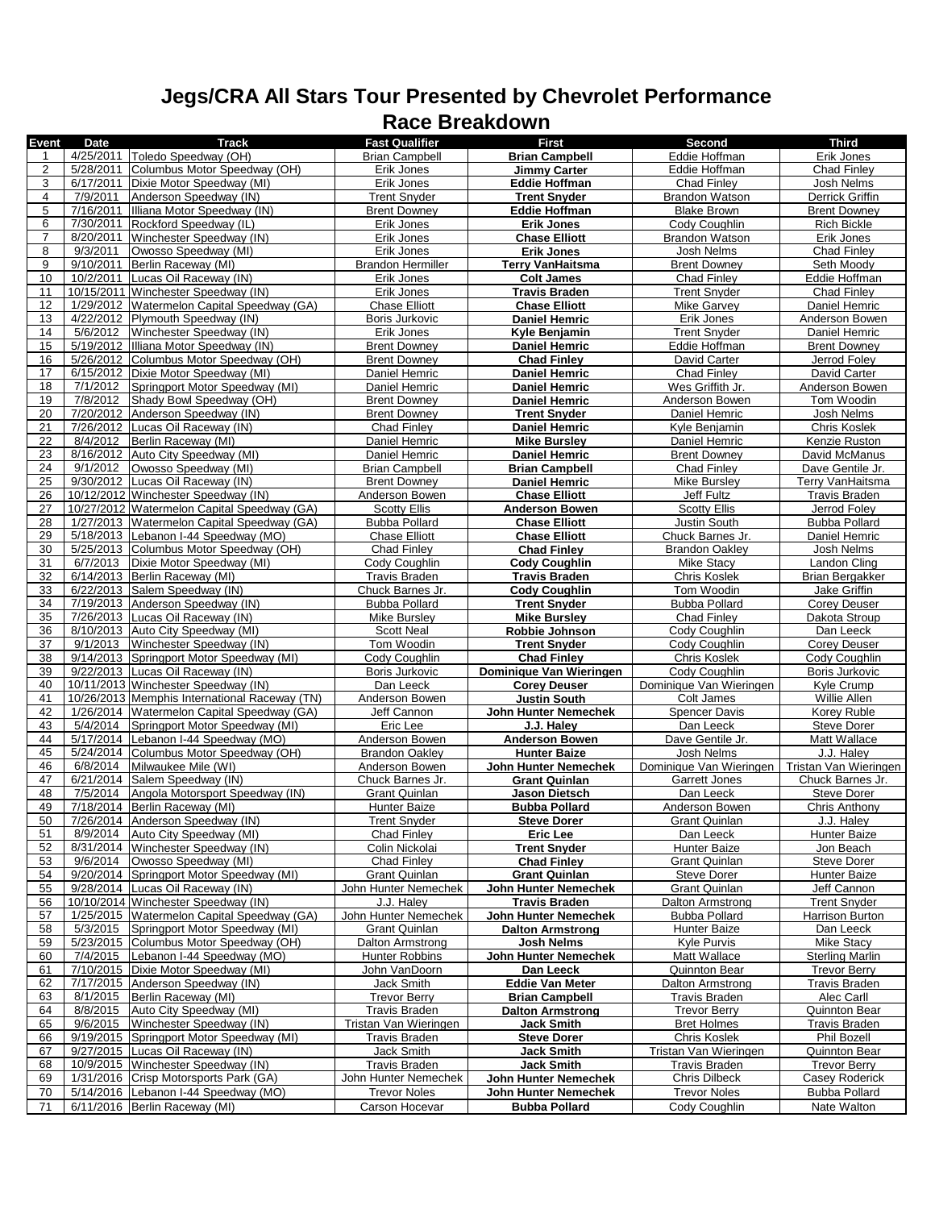# Jegs/CRA All Stars Tour Presented by Chevrolet Performance

## Race Breakdown

| Event | Date | Track | Fast Qualifier | First | Second | Third |
|---|---|---|---|---|---|---|
| 1 | 4/25/2011 | Toledo Speedway (OH) | Brian Campbell | **Brian Campbell** | Eddie Hoffman | Erik Jones |
| 2 | 5/28/2011 | Columbus Motor Speedway (OH) | Erik Jones | **Jimmy Carter** | Eddie Hoffman | Chad Finley |
| 3 | 6/17/2011 | Dixie Motor Speedway (MI) | Erik Jones | **Eddie Hoffman** | Chad Finley | Josh Nelms |
| 4 | 7/9/2011 | Anderson Speedway (IN) | Trent Snyder | **Trent Snyder** | Brandon Watson | Derrick Griffin |
| 5 | 7/16/2011 | Illiana Motor Speedway (IN) | Brent Downey | **Eddie Hoffman** | Blake Brown | Brent Downey |
| 6 | 7/30/2011 | Rockford Speedway (IL) | Erik Jones | **Erik Jones** | Cody Coughlin | Rich Bickle |
| 7 | 8/20/2011 | Winchester Speedway (IN) | Erik Jones | **Chase Elliott** | Brandon Watson | Erik Jones |
| 8 | 9/3/2011 | Owosso Speedway (MI) | Erik Jones | **Erik Jones** | Josh Nelms | Chad Finley |
| 9 | 9/10/2011 | Berlin Raceway (MI) | Brandon Hermiller | **Terry VanHaitsma** | Brent Downey | Seth Moody |
| 10 | 10/2/2011 | Lucas Oil Raceway (IN) | Erik Jones | **Colt James** | Chad Finley | Eddie Hoffman |
| 11 | 10/15/2011 | Winchester Speedway (IN) | Erik Jones | **Travis Braden** | Trent Snyder | Chad Finley |
| 12 | 1/29/2012 | Watermelon Capital Speedway (GA) | Chase Elliott | **Chase Elliott** | Mike Garvey | Daniel Hemric |
| 13 | 4/22/2012 | Plymouth Speedway (IN) | Boris Jurkovic | **Daniel Hemric** | Erik Jones | Anderson Bowen |
| 14 | 5/6/2012 | Winchester Speedway (IN) | Erik Jones | **Kyle Benjamin** | Trent Snyder | Daniel Hemric |
| 15 | 5/19/2012 | Illiana Motor Speedway (IN) | Brent Downey | **Daniel Hemric** | Eddie Hoffman | Brent Downey |
| 16 | 5/26/2012 | Columbus Motor Speedway (OH) | Brent Downey | **Chad Finley** | David Carter | Jerrod Foley |
| 17 | 6/15/2012 | Dixie Motor Speedway (MI) | Daniel Hemric | **Daniel Hemric** | Chad Finley | David Carter |
| 18 | 7/1/2012 | Springport Motor Speedway (MI) | Daniel Hemric | **Daniel Hemric** | Wes Griffith Jr. | Anderson Bowen |
| 19 | 7/8/2012 | Shady Bowl Speedway (OH) | Brent Downey | **Daniel Hemric** | Anderson Bowen | Tom Woodin |
| 20 | 7/20/2012 | Anderson Speedway (IN) | Brent Downey | **Trent Snyder** | Daniel Hemric | Josh Nelms |
| 21 | 7/26/2012 | Lucas Oil Raceway (IN) | Chad Finley | **Daniel Hemric** | Kyle Benjamin | Chris Koslek |
| 22 | 8/4/2012 | Berlin Raceway (MI) | Daniel Hemric | **Mike Bursley** | Daniel Hemric | Kenzie Ruston |
| 23 | 8/16/2012 | Auto City Speedway (MI) | Daniel Hemric | **Daniel Hemric** | Brent Downey | David McManus |
| 24 | 9/1/2012 | Owosso Speedway (MI) | Brian Campbell | **Brian Campbell** | Chad Finley | Dave Gentile Jr. |
| 25 | 9/30/2012 | Lucas Oil Raceway (IN) | Brent Downey | **Daniel Hemric** | Mike Bursley | Terry VanHaitsma |
| 26 | 10/12/2012 | Winchester Speedway (IN) | Anderson Bowen | **Chase Elliott** | Jeff Fultz | Travis Braden |
| 27 | 10/27/2012 | Watermelon Capital Speedway (GA) | Scotty Ellis | **Anderson Bowen** | Scotty Ellis | Jerrod Foley |
| 28 | 1/27/2013 | Watermelon Capital Speedway (GA) | Bubba Pollard | **Chase Elliott** | Justin South | Bubba Pollard |
| 29 | 5/18/2013 | Lebanon I-44 Speedway (MO) | Chase Elliott | **Chase Elliott** | Chuck Barnes Jr. | Daniel Hemric |
| 30 | 5/25/2013 | Columbus Motor Speedway (OH) | Chad Finley | **Chad Finley** | Brandon Oakley | Josh Nelms |
| 31 | 6/7/2013 | Dixie Motor Speedway (MI) | Cody Coughlin | **Cody Coughlin** | Mike Stacy | Landon Cling |
| 32 | 6/14/2013 | Berlin Raceway (MI) | Travis Braden | **Travis Braden** | Chris Koslek | Brian Bergakker |
| 33 | 6/22/2013 | Salem Speedway (IN) | Chuck Barnes Jr. | **Cody Coughlin** | Tom Woodin | Jake Griffin |
| 34 | 7/19/2013 | Anderson Speedway (IN) | Bubba Pollard | **Trent Snyder** | Bubba Pollard | Corey Deuser |
| 35 | 7/26/2013 | Lucas Oil Raceway (IN) | Mike Bursley | **Mike Bursley** | Chad Finley | Dakota Stroup |
| 36 | 8/10/2013 | Auto City Speedway (MI) | Scott Neal | **Robbie Johnson** | Cody Coughlin | Dan Leeck |
| 37 | 9/1/2013 | Winchester Speedway (IN) | Tom Woodin | **Trent Snyder** | Cody Coughlin | Corey Deuser |
| 38 | 9/14/2013 | Springport Motor Speedway (MI) | Cody Coughlin | **Chad Finley** | Chris Koslek | Cody Coughlin |
| 39 | 9/22/2013 | Lucas Oil Raceway (IN) | Boris Jurkovic | **Dominique Van Wieringen** | Cody Coughlin | Boris Jurkovic |
| 40 | 10/11/2013 | Winchester Speedway (IN) | Dan Leeck | **Corey Deuser** | Dominique Van Wieringen | Kyle Crump |
| 41 | 10/26/2013 | Memphis International Raceway (TN) | Anderson Bowen | **Justin South** | Colt James | Willie Allen |
| 42 | 1/26/2014 | Watermelon Capital Speedway (GA) | Jeff Cannon | **John Hunter Nemechek** | Spencer Davis | Korey Ruble |
| 43 | 5/4/2014 | Springport Motor Speedway (MI) | Eric Lee | **J.J. Haley** | Dan Leeck | Steve Dorer |
| 44 | 5/17/2014 | Lebanon I-44 Speedway (MO) | Anderson Bowen | **Anderson Bowen** | Dave Gentile Jr. | Matt Wallace |
| 45 | 5/24/2014 | Columbus Motor Speedway (OH) | Brandon Oakley | **Hunter Baize** | Josh Nelms | J.J. Haley |
| 46 | 6/8/2014 | Milwaukee Mile (WI) | Anderson Bowen | **John Hunter Nemechek** | Dominique Van Wieringen | Tristan Van Wieringen |
| 47 | 6/21/2014 | Salem Speedway (IN) | Chuck Barnes Jr. | **Grant Quinlan** | Garrett Jones | Chuck Barnes Jr. |
| 48 | 7/5/2014 | Angola Motorsport Speedway (IN) | Grant Quinlan | **Jason Dietsch** | Dan Leeck | Steve Dorer |
| 49 | 7/18/2014 | Berlin Raceway (MI) | Hunter Baize | **Bubba Pollard** | Anderson Bowen | Chris Anthony |
| 50 | 7/26/2014 | Anderson Speedway (IN) | Trent Snyder | **Steve Dorer** | Grant Quinlan | J.J. Haley |
| 51 | 8/9/2014 | Auto City Speedway (MI) | Chad Finley | **Eric Lee** | Dan Leeck | Hunter Baize |
| 52 | 8/31/2014 | Winchester Speedway (IN) | Colin Nickolai | **Trent Snyder** | Hunter Baize | Jon Beach |
| 53 | 9/6/2014 | Owosso Speedway (MI) | Chad Finley | **Chad Finley** | Grant Quinlan | Steve Dorer |
| 54 | 9/20/2014 | Springport Motor Speedway (MI) | Grant Quinlan | **Grant Quinlan** | Steve Dorer | Hunter Baize |
| 55 | 9/28/2014 | Lucas Oil Raceway (IN) | John Hunter Nemechek | **John Hunter Nemechek** | Grant Quinlan | Jeff Cannon |
| 56 | 10/10/2014 | Winchester Speedway (IN) | J.J. Haley | **Travis Braden** | Dalton Armstrong | Trent Snyder |
| 57 | 1/25/2015 | Watermelon Capital Speedway (GA) | John Hunter Nemechek | **John Hunter Nemechek** | Bubba Pollard | Harrison Burton |
| 58 | 5/3/2015 | Springport Motor Speedway (MI) | Grant Quinlan | **Dalton Armstrong** | Hunter Baize | Dan Leeck |
| 59 | 5/23/2015 | Columbus Motor Speedway (OH) | Dalton Armstrong | **Josh Nelms** | Kyle Purvis | Mike Stacy |
| 60 | 7/4/2015 | Lebanon I-44 Speedway (MO) | Hunter Robbins | **John Hunter Nemechek** | Matt Wallace | Sterling Marlin |
| 61 | 7/10/2015 | Dixie Motor Speedway (MI) | John VanDoorn | **Dan Leeck** | Quinnton Bear | Trevor Berry |
| 62 | 7/17/2015 | Anderson Speedway (IN) | Jack Smith | **Eddie Van Meter** | Dalton Armstrong | Travis Braden |
| 63 | 8/1/2015 | Berlin Raceway (MI) | Trevor Berry | **Brian Campbell** | Travis Braden | Alec Carll |
| 64 | 8/8/2015 | Auto City Speedway (MI) | Travis Braden | **Dalton Armstrong** | Trevor Berry | Quinnton Bear |
| 65 | 9/6/2015 | Winchester Speedway (IN) | Tristan Van Wieringen | **Jack Smith** | Bret Holmes | Travis Braden |
| 66 | 9/19/2015 | Springport Motor Speedway (MI) | Travis Braden | **Steve Dorer** | Chris Koslek | Phil Bozell |
| 67 | 9/27/2015 | Lucas Oil Raceway (IN) | Jack Smith | **Jack Smith** | Tristan Van Wieringen | Quinnton Bear |
| 68 | 10/9/2015 | Winchester Speedway (IN) | Travis Braden | **Jack Smith** | Travis Braden | Trevor Berry |
| 69 | 1/31/2016 | Crisp Motorsports Park (GA) | John Hunter Nemechek | **John Hunter Nemechek** | Chris Dilbeck | Casey Roderick |
| 70 | 5/14/2016 | Lebanon I-44 Speedway (MO) | Trevor Noles | **John Hunter Nemechek** | Trevor Noles | Bubba Pollard |
| 71 | 6/11/2016 | Berlin Raceway (MI) | Carson Hocevar | **Bubba Pollard** | Cody Coughlin | Nate Walton |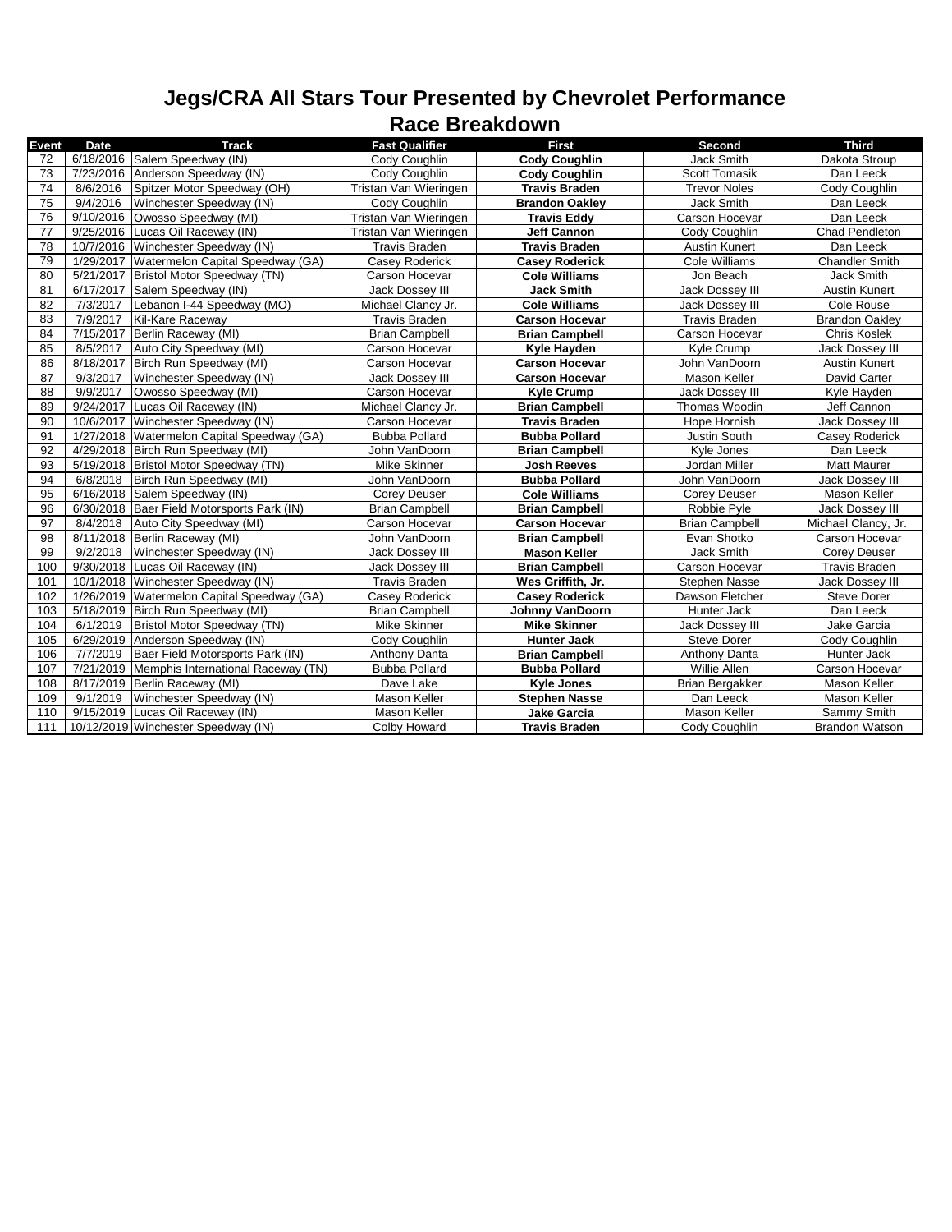# Jegs/CRA All Stars Tour Presented by Chevrolet Performance
## Race Breakdown

| Event | Date | Track | Fast Qualifier | First | Second | Third |
|---|---|---|---|---|---|---|
| 72 | 6/18/2016 | Salem Speedway (IN) | Cody Coughlin | **Cody Coughlin** | Jack Smith | Dakota Stroup |
| 73 | 7/23/2016 | Anderson Speedway (IN) | Cody Coughlin | **Cody Coughlin** | Scott Tomasik | Dan Leeck |
| 74 | 8/6/2016 | Spitzer Motor Speedway (OH) | Tristan Van Wieringen | **Travis Braden** | Trevor Noles | Cody Coughlin |
| 75 | 9/4/2016 | Winchester Speedway (IN) | Cody Coughlin | **Brandon Oakley** | Jack Smith | Dan Leeck |
| 76 | 9/10/2016 | Owosso Speedway (MI) | Tristan Van Wieringen | **Travis Eddy** | Carson Hocevar | Dan Leeck |
| 77 | 9/25/2016 | Lucas Oil Raceway (IN) | Tristan Van Wieringen | **Jeff Cannon** | Cody Coughlin | Chad Pendleton |
| 78 | 10/7/2016 | Winchester Speedway (IN) | Travis Braden | **Travis Braden** | Austin Kunert | Dan Leeck |
| 79 | 1/29/2017 | Watermelon Capital Speedway (GA) | Casey Roderick | **Casey Roderick** | Cole Williams | Chandler Smith |
| 80 | 5/21/2017 | Bristol Motor Speedway (TN) | Carson Hocevar | **Cole Williams** | Jon Beach | Jack Smith |
| 81 | 6/17/2017 | Salem Speedway (IN) | Jack Dossey III | **Jack Smith** | Jack Dossey III | Austin Kunert |
| 82 | 7/3/2017 | Lebanon I-44 Speedway (MO) | Michael Clancy Jr. | **Cole Williams** | Jack Dossey III | Cole Rouse |
| 83 | 7/9/2017 | Kil-Kare Raceway | Travis Braden | **Carson Hocevar** | Travis Braden | Brandon Oakley |
| 84 | 7/15/2017 | Berlin Raceway (MI) | Brian Campbell | **Brian Campbell** | Carson Hocevar | Chris Koslek |
| 85 | 8/5/2017 | Auto City Speedway (MI) | Carson Hocevar | **Kyle Hayden** | Kyle Crump | Jack Dossey III |
| 86 | 8/18/2017 | Birch Run Speedway (MI) | Carson Hocevar | **Carson Hocevar** | John VanDoorn | Austin Kunert |
| 87 | 9/3/2017 | Winchester Speedway (IN) | Jack Dossey III | **Carson Hocevar** | Mason Keller | David Carter |
| 88 | 9/9/2017 | Owosso Speedway (MI) | Carson Hocevar | **Kyle Crump** | Jack Dossey III | Kyle Hayden |
| 89 | 9/24/2017 | Lucas Oil Raceway (IN) | Michael Clancy Jr. | **Brian Campbell** | Thomas Woodin | Jeff Cannon |
| 90 | 10/6/2017 | Winchester Speedway (IN) | Carson Hocevar | **Travis Braden** | Hope Hornish | Jack Dossey III |
| 91 | 1/27/2018 | Watermelon Capital Speedway (GA) | Bubba Pollard | **Bubba Pollard** | Justin South | Casey Roderick |
| 92 | 4/29/2018 | Birch Run Speedway (MI) | John VanDoorn | **Brian Campbell** | Kyle Jones | Dan Leeck |
| 93 | 5/19/2018 | Bristol Motor Speedway (TN) | Mike Skinner | **Josh Reeves** | Jordan Miller | Matt Maurer |
| 94 | 6/8/2018 | Birch Run Speedway (MI) | John VanDoorn | **Bubba Pollard** | John VanDoorn | Jack Dossey III |
| 95 | 6/16/2018 | Salem Speedway (IN) | Corey Deuser | **Cole Williams** | Corey Deuser | Mason Keller |
| 96 | 6/30/2018 | Baer Field Motorsports Park (IN) | Brian Campbell | **Brian Campbell** | Robbie Pyle | Jack Dossey III |
| 97 | 8/4/2018 | Auto City Speedway (MI) | Carson Hocevar | **Carson Hocevar** | Brian Campbell | Michael Clancy, Jr. |
| 98 | 8/11/2018 | Berlin Raceway (MI) | John VanDoorn | **Brian Campbell** | Evan Shotko | Carson Hocevar |
| 99 | 9/2/2018 | Winchester Speedway (IN) | Jack Dossey III | **Mason Keller** | Jack Smith | Corey Deuser |
| 100 | 9/30/2018 | Lucas Oil Raceway (IN) | Jack Dossey III | **Brian Campbell** | Carson Hocevar | Travis Braden |
| 101 | 10/1/2018 | Winchester Speedway (IN) | Travis Braden | **Wes Griffith, Jr.** | Stephen Nasse | Jack Dossey III |
| 102 | 1/26/2019 | Watermelon Capital Speedway (GA) | Casey Roderick | **Casey Roderick** | Dawson Fletcher | Steve Dorer |
| 103 | 5/18/2019 | Birch Run Speedway (MI) | Brian Campbell | **Johnny VanDoorn** | Hunter Jack | Dan Leeck |
| 104 | 6/1/2019 | Bristol Motor Speedway (TN) | Mike Skinner | **Mike Skinner** | Jack Dossey III | Jake Garcia |
| 105 | 6/29/2019 | Anderson Speedway (IN) | Cody Coughlin | **Hunter Jack** | Steve Dorer | Cody Coughlin |
| 106 | 7/7/2019 | Baer Field Motorsports Park (IN) | Anthony Danta | **Brian Campbell** | Anthony Danta | Hunter Jack |
| 107 | 7/21/2019 | Memphis International Raceway (TN) | Bubba Pollard | **Bubba Pollard** | Willie Allen | Carson Hocevar |
| 108 | 8/17/2019 | Berlin Raceway (MI) | Dave Lake | **Kyle Jones** | Brian Bergakker | Mason Keller |
| 109 | 9/1/2019 | Winchester Speedway (IN) | Mason Keller | **Stephen Nasse** | Dan Leeck | Mason Keller |
| 110 | 9/15/2019 | Lucas Oil Raceway (IN) | Mason Keller | **Jake Garcia** | Mason Keller | Sammy Smith |
| 111 | 10/12/2019 | Winchester Speedway (IN) | Colby Howard | **Travis Braden** | Cody Coughlin | Brandon Watson |